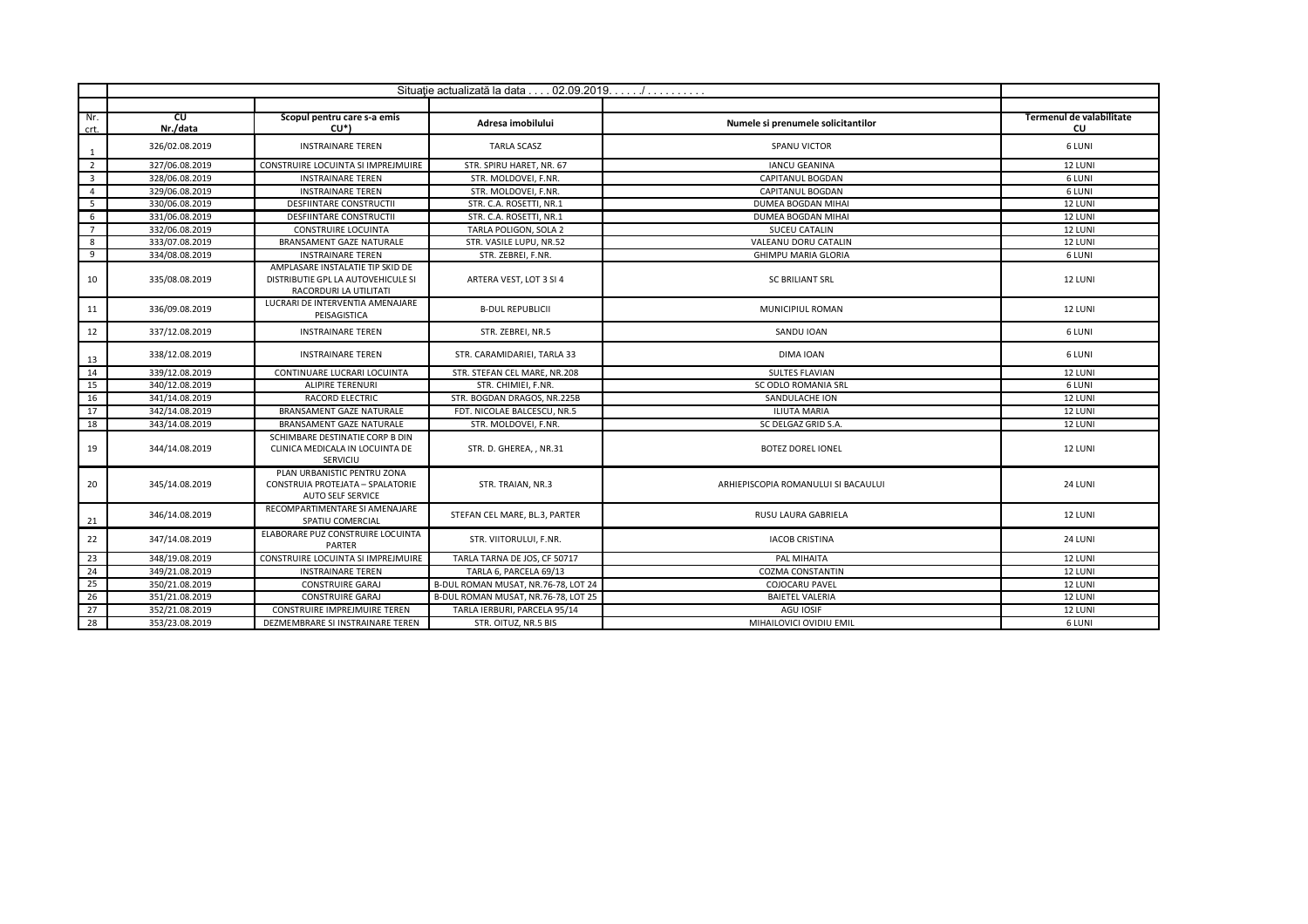| | | | | | |
|---|---|---|---|---|---|
| | Situație actualizată la data . . . . 02.09.2019. . . . . ./ . . . . . . . . . . | | | | |
| Nr. crt. | CU Nr./data | Scopul pentru care s-a emis CU*) | Adresa imobilului | Numele si prenumele solicitantilor | Termenul de valabilitate CU |
| 1 | 326/02.08.2019 | INSTRAINARE TEREN | TARLA SCASZ | SPANU VICTOR | 6 LUNI |
| 2 | 327/06.08.2019 | CONSTRUIRE LOCUINTA SI IMPREJMUIRE | STR. SPIRU HARET, NR. 67 | IANCU GEANINA | 12 LUNI |
| 3 | 328/06.08.2019 | INSTRAINARE TEREN | STR. MOLDOVEI, F.NR. | CAPITANUL BOGDAN | 6 LUNI |
| 4 | 329/06.08.2019 | INSTRAINARE TEREN | STR. MOLDOVEI, F.NR. | CAPITANUL BOGDAN | 6 LUNI |
| 5 | 330/06.08.2019 | DESFIINTARE CONSTRUCTII | STR. C.A. ROSETTI, NR.1 | DUMEA BOGDAN MIHAI | 12 LUNI |
| 6 | 331/06.08.2019 | DESFIINTARE CONSTRUCTII | STR. C.A. ROSETTI, NR.1 | DUMEA BOGDAN MIHAI | 12 LUNI |
| 7 | 332/06.08.2019 | CONSTRUIRE LOCUINTA | TARLA POLIGON, SOLA 2 | SUCEU CATALIN | 12 LUNI |
| 8 | 333/07.08.2019 | BRANSAMENT GAZE NATURALE | STR. VASILE LUPU, NR.52 | VALEANU DORU CATALIN | 12 LUNI |
| 9 | 334/08.08.2019 | INSTRAINARE TEREN | STR. ZEBREI, F.NR. | GHIMPU MARIA GLORIA | 6 LUNI |
| 10 | 335/08.08.2019 | AMPLASARE INSTALATIE TIP SKID DE DISTRIBUTIE GPL LA AUTOVEHICULE SI RACORDURI LA UTILITATI | ARTERA VEST, LOT 3 SI 4 | SC BRILIANT SRL | 12 LUNI |
| 11 | 336/09.08.2019 | LUCRARI DE INTERVENTIA AMENAJARE PEISAGISTICA | B-DUL REPUBLICII | MUNICIPIUL ROMAN | 12 LUNI |
| 12 | 337/12.08.2019 | INSTRAINARE TEREN | STR. ZEBREI, NR.5 | SANDU IOAN | 6 LUNI |
| 13 | 338/12.08.2019 | INSTRAINARE TEREN | STR. CARAMIDARIEI, TARLA 33 | DIMA IOAN | 6 LUNI |
| 14 | 339/12.08.2019 | CONTINUARE LUCRARI LOCUINTA | STR. STEFAN CEL MARE, NR.208 | SULTES FLAVIAN | 12 LUNI |
| 15 | 340/12.08.2019 | ALIPIRE TERENURI | STR. CHIMIEI, F.NR. | SC ODLO ROMANIA SRL | 6 LUNI |
| 16 | 341/14.08.2019 | RACORD ELECTRIC | STR. BOGDAN DRAGOS, NR.225B | SANDULACHE ION | 12 LUNI |
| 17 | 342/14.08.2019 | BRANSAMENT GAZE NATURALE | FDT. NICOLAE BALCESCU, NR.5 | ILIUTA MARIA | 12 LUNI |
| 18 | 343/14.08.2019 | BRANSAMENT GAZE NATURALE | STR. MOLDOVEI, F.NR. | SC DELGAZ GRID S.A. | 12 LUNI |
| 19 | 344/14.08.2019 | SCHIMBARE DESTINATIE CORP B DIN CLINICA MEDICALA IN LOCUINTA DE SERVICIU | STR. D. GHEREA, , NR.31 | BOTEZ DOREL IONEL | 12 LUNI |
| 20 | 345/14.08.2019 | PLAN URBANISTIC PENTRU ZONA CONSTRUIA PROTEJATA – SPALATORIE AUTO SELF SERVICE | STR. TRAIAN, NR.3 | ARHIEPISCOPIA ROMANULUI SI BACAULUI | 24 LUNI |
| 21 | 346/14.08.2019 | RECOMPARTIMENTARE SI AMENAJARE SPATIU COMERCIAL | STEFAN CEL MARE, BL.3, PARTER | RUSU LAURA GABRIELA | 12 LUNI |
| 22 | 347/14.08.2019 | ELABORARE PUZ CONSTRUIRE LOCUINTA PARTER | STR. VIITORULUI, F.NR. | IACOB CRISTINA | 24 LUNI |
| 23 | 348/19.08.2019 | CONSTRUIRE LOCUINTA SI IMPREJMUIRE | TARLA TARNA DE JOS, CF 50717 | PAL MIHAITA | 12 LUNI |
| 24 | 349/21.08.2019 | INSTRAINARE TEREN | TARLA 6, PARCELA 69/13 | COZMA CONSTANTIN | 12 LUNI |
| 25 | 350/21.08.2019 | CONSTRUIRE GARAJ | B-DUL ROMAN MUSAT, NR.76-78, LOT 24 | COJOCARU PAVEL | 12 LUNI |
| 26 | 351/21.08.2019 | CONSTRUIRE GARAJ | B-DUL ROMAN MUSAT, NR.76-78, LOT 25 | BAIETEL VALERIA | 12 LUNI |
| 27 | 352/21.08.2019 | CONSTRUIRE IMPREJMUIRE TEREN | TARLA IERBURI, PARCELA 95/14 | AGU IOSIF | 12 LUNI |
| 28 | 353/23.08.2019 | DEZMEMBRARE SI INSTRAINARE TEREN | STR. OITUZ, NR.5 BIS | MIHAILOVICI OVIDIU EMIL | 6 LUNI |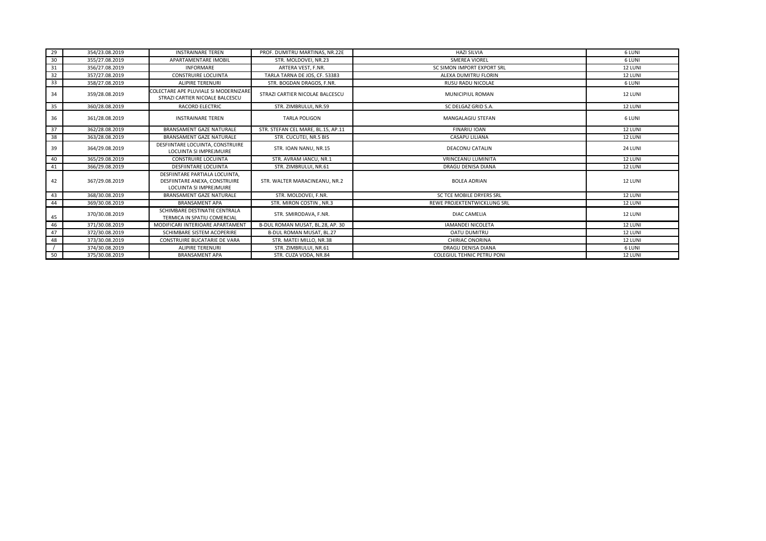| | | | | | |
|---|---|---|---|---|---|
| 29 | 354/23.08.2019 | INSTRAINARE TEREN | PROF. DUMITRU MARTINAS, NR.22E | HAZI SILVIA | 6 LUNI |
| 30 | 355/27.08.2019 | APARTAMENTARE IMOBIL | STR. MOLDOVEI, NR.23 | SMEREA VIOREL | 6 LUNI |
| 31 | 356/27.08.2019 | INFORMARE | ARTERA VEST, F.NR. | SC SIMON IMPORT EXPORT SRL | 12 LUNI |
| 32 | 357/27.08.2019 | CONSTRUIRE LOCUINTA | TARLA TARNA DE JOS, CF. 53383 | ALEXA DUMITRU FLORIN | 12 LUNI |
| 33 | 358/27.08.2019 | ALIPIRE TERENURI | STR. BOGDAN DRAGOS, F.NR. | RUSU RADU NICOLAE | 6 LUNI |
| 34 | 359/28.08.2019 | COLECTARE APE PLUVIALE SI MODERNIZARE STRAZI CARTIER NICOALE BALCESCU | STRAZI CARTIER NICOLAE BALCESCU | MUNICIPIUL ROMAN | 12 LUNI |
| 35 | 360/28.08.2019 | RACORD ELECTRIC | STR. ZIMBRULUI, NR.59 | SC DELGAZ GRID S.A. | 12 LUNI |
| 36 | 361/28.08.2019 | INSTRAINARE TEREN | TARLA POLIGON | MANGALAGIU STEFAN | 6 LUNI |
| 37 | 362/28.08.2019 | BRANSAMENT GAZE NATURALE | STR. STEFAN CEL MARE, BL.15, AP.11 | FINARIU IOAN | 12 LUNI |
| 38 | 363/28.08.2019 | BRANSAMENT GAZE NATURALE | STR. CUCUTEI, NR.5 BIS | CASAPU LILIANA | 12 LUNI |
| 39 | 364/29.08.2019 | DESFIINTARE LOCUINTA, CONSTRUIRE LOCUINTA SI IMPREJMUIRE | STR. IOAN NANU, NR.15 | DEACONU CATALIN | 24 LUNI |
| 40 | 365/29.08.2019 | CONSTRUIRE LOCUINTA | STR. AVRAM IANCU, NR.1 | VRINCEANU LUMINITA | 12 LUNI |
| 41 | 366/29.08.2019 | DESFIINTARE LOCUINTA | STR. ZIMBRULUI, NR.61 | DRAGU DENISA DIANA | 12 LUNI |
| 42 | 367/29.08.2019 | DESFIINTARE PARTIALA LOCUINTA, DESFIINTARE ANEXA, CONSTRUIRE LOCUINTA SI IMPREJMUIRE | STR. WALTER MARACINEANU, NR.2 | BOLEA ADRIAN | 12 LUNI |
| 43 | 368/30.08.2019 | BRANSAMENT GAZE NATURALE | STR. MOLDOVEI, F.NR. | SC TCE MOBILE DRYERS SRL | 12 LUNI |
| 44 | 369/30.08.2019 | BRANSAMENT APA | STR. MIRON COSTIN , NR.3 | REWE PROJEKTENTWICKLUNG SRL | 12 LUNI |
| 45 | 370/30.08.2019 | SCHIMBARE DESTINATIE CENTRALA TERMICA IN SPATIU COMERCIAL | STR. SMIRODAVA, F.NR. | DIAC CAMELIA | 12 LUNI |
| 46 | 371/30.08.2019 | MODIFICARI INTERIOARE APARTAMENT | B-DUL ROMAN MUSAT, BL.28, AP. 30 | IAMANDEI NICOLETA | 12 LUNI |
| 47 | 372/30.08.2019 | SCHIMBARE SISTEM ACOPERIRE | B-DUL ROMAN MUSAT, BL.27 | OATU DUMITRU | 12 LUNI |
| 48 | 373/30.08.2019 | CONSTRUIRE BUCATARIE DE VARA | STR. MATEI MILLO, NR.38 | CHIRIAC ONORINA | 12 LUNI |
| / | 374/30.08.2019 | ALIPIRE TERENURI | STR. ZIMBRULUI, NR.61 | DRAGU DENISA DIANA | 6 LUNI |
| 50 | 375/30.08.2019 | BRANSAMENT APA | STR. CUZA VODA, NR.84 | COLEGIUL TEHNIC PETRU PONI | 12 LUNI |